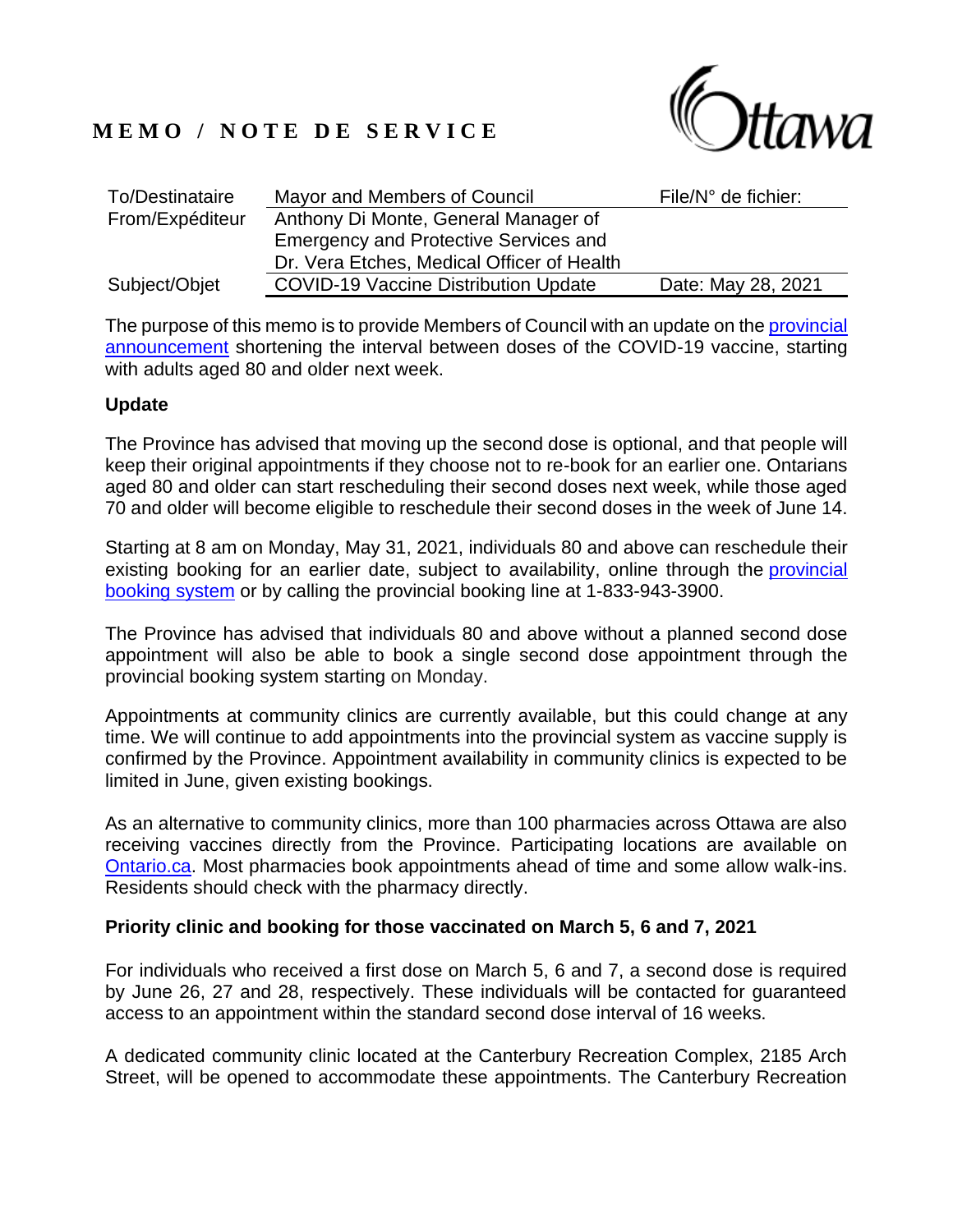# MEMO / NOTE DE SERVICE

| | | |
|---|---|---|
| To/Destinataire | Mayor and Members of Council | File/N° de fichier: |
| From/Expéditeur | Anthony Di Monte, General Manager of Emergency and Protective Services and Dr. Vera Etches, Medical Officer of Health | |
| Subject/Objet | COVID-19 Vaccine Distribution Update | Date: May 28, 2021 |

The purpose of this memo is to provide Members of Council with an update on the provincial announcement shortening the interval between doses of the COVID-19 vaccine, starting with adults aged 80 and older next week.

**Update**

The Province has advised that moving up the second dose is optional, and that people will keep their original appointments if they choose not to re-book for an earlier one. Ontarians aged 80 and older can start rescheduling their second doses next week, while those aged 70 and older will become eligible to reschedule their second doses in the week of June 14.

Starting at 8 am on Monday, May 31, 2021, individuals 80 and above can reschedule their existing booking for an earlier date, subject to availability, online through the provincial booking system or by calling the provincial booking line at 1-833-943-3900.

The Province has advised that individuals 80 and above without a planned second dose appointment will also be able to book a single second dose appointment through the provincial booking system starting on Monday.

Appointments at community clinics are currently available, but this could change at any time. We will continue to add appointments into the provincial system as vaccine supply is confirmed by the Province. Appointment availability in community clinics is expected to be limited in June, given existing bookings.

As an alternative to community clinics, more than 100 pharmacies across Ottawa are also receiving vaccines directly from the Province. Participating locations are available on Ontario.ca. Most pharmacies book appointments ahead of time and some allow walk-ins. Residents should check with the pharmacy directly.

**Priority clinic and booking for those vaccinated on March 5, 6 and 7, 2021**

For individuals who received a first dose on March 5, 6 and 7, a second dose is required by June 26, 27 and 28, respectively. These individuals will be contacted for guaranteed access to an appointment within the standard second dose interval of 16 weeks.

A dedicated community clinic located at the Canterbury Recreation Complex, 2185 Arch Street, will be opened to accommodate these appointments. The Canterbury Recreation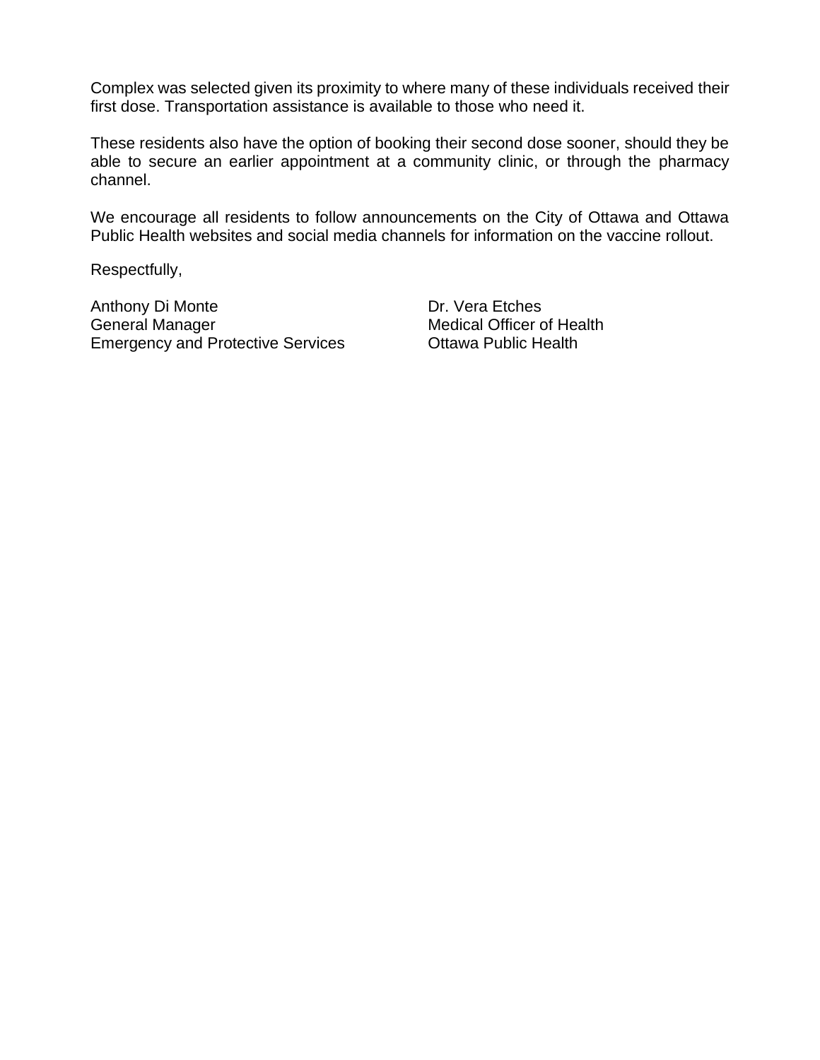Complex was selected given its proximity to where many of these individuals received their first dose. Transportation assistance is available to those who need it.

These residents also have the option of booking their second dose sooner, should they be able to secure an earlier appointment at a community clinic, or through the pharmacy channel.

We encourage all residents to follow announcements on the City of Ottawa and Ottawa Public Health websites and social media channels for information on the vaccine rollout.

Respectfully,

Anthony Di Monte
General Manager
Emergency and Protective Services

Dr. Vera Etches
Medical Officer of Health
Ottawa Public Health